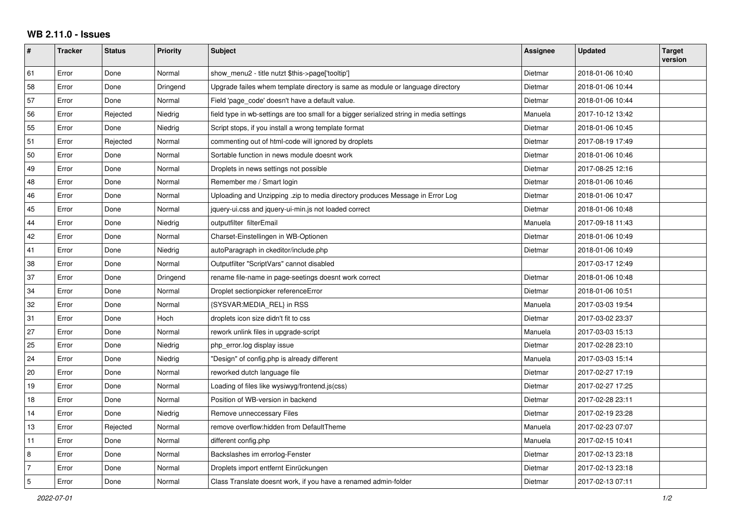## WB 2.11.0 - Issues

| # | Tracker | Status | Priority | Subject | Assignee | Updated | Target version |
|---|---|---|---|---|---|---|---|
| 61 | Error | Done | Normal | show_menu2 - title nutzt $this->page['tooltip'] | Dietmar | 2018-01-06 10:40 | |
| 58 | Error | Done | Dringend | Upgrade failes whem template directory is same as module or language directory | Dietmar | 2018-01-06 10:44 | |
| 57 | Error | Done | Normal | Field 'page_code' doesn't have a default value. | Dietmar | 2018-01-06 10:44 | |
| 56 | Error | Rejected | Niedrig | field type in wb-settings are too small for a bigger serialized string in media settings | Manuela | 2017-10-12 13:42 | |
| 55 | Error | Done | Niedrig | Script stops, if you install a wrong template format | Dietmar | 2018-01-06 10:45 | |
| 51 | Error | Rejected | Normal | commenting out of html-code will ignored by droplets | Dietmar | 2017-08-19 17:49 | |
| 50 | Error | Done | Normal | Sortable function in news module doesnt work | Dietmar | 2018-01-06 10:46 | |
| 49 | Error | Done | Normal | Droplets in news settings not possible | Dietmar | 2017-08-25 12:16 | |
| 48 | Error | Done | Normal | Remember me / Smart login | Dietmar | 2018-01-06 10:46 | |
| 46 | Error | Done | Normal | Uploading and Unzipping .zip to media directory produces Message in Error Log | Dietmar | 2018-01-06 10:47 | |
| 45 | Error | Done | Normal | jquery-ui.css and jquery-ui-min.js not loaded correct | Dietmar | 2018-01-06 10:48 | |
| 44 | Error | Done | Niedrig | outputfilter filterEmail | Manuela | 2017-09-18 11:43 | |
| 42 | Error | Done | Normal | Charset-Einstellingen in WB-Optionen | Dietmar | 2018-01-06 10:49 | |
| 41 | Error | Done | Niedrig | autoParagraph in ckeditor/include.php | Dietmar | 2018-01-06 10:49 | |
| 38 | Error | Done | Normal | Outputfilter "ScriptVars" cannot disabled | | 2017-03-17 12:49 | |
| 37 | Error | Done | Dringend | rename file-name in page-seetings doesnt work correct | Dietmar | 2018-01-06 10:48 | |
| 34 | Error | Done | Normal | Droplet sectionpicker referenceError | Dietmar | 2018-01-06 10:51 | |
| 32 | Error | Done | Normal | {SYSVAR:MEDIA_REL} in RSS | Manuela | 2017-03-03 19:54 | |
| 31 | Error | Done | Hoch | droplets icon size didn't fit to css | Dietmar | 2017-03-02 23:37 | |
| 27 | Error | Done | Normal | rework unlink files in upgrade-script | Manuela | 2017-03-03 15:13 | |
| 25 | Error | Done | Niedrig | php_error.log display issue | Dietmar | 2017-02-28 23:10 | |
| 24 | Error | Done | Niedrig | "Design" of config.php is already different | Manuela | 2017-03-03 15:14 | |
| 20 | Error | Done | Normal | reworked dutch language file | Dietmar | 2017-02-27 17:19 | |
| 19 | Error | Done | Normal | Loading of files like wysiwyg/frontend.js(css) | Dietmar | 2017-02-27 17:25 | |
| 18 | Error | Done | Normal | Position of WB-version in backend | Dietmar | 2017-02-28 23:11 | |
| 14 | Error | Done | Niedrig | Remove unneccessary Files | Dietmar | 2017-02-19 23:28 | |
| 13 | Error | Rejected | Normal | remove overflow:hidden from DefaultTheme | Manuela | 2017-02-23 07:07 | |
| 11 | Error | Done | Normal | different config.php | Manuela | 2017-02-15 10:41 | |
| 8 | Error | Done | Normal | Backslashes im errorlog-Fenster | Dietmar | 2017-02-13 23:18 | |
| 7 | Error | Done | Normal | Droplets import entfernt Einrückungen | Dietmar | 2017-02-13 23:18 | |
| 5 | Error | Done | Normal | Class Translate doesnt work, if you have a renamed admin-folder | Dietmar | 2017-02-13 07:11 | |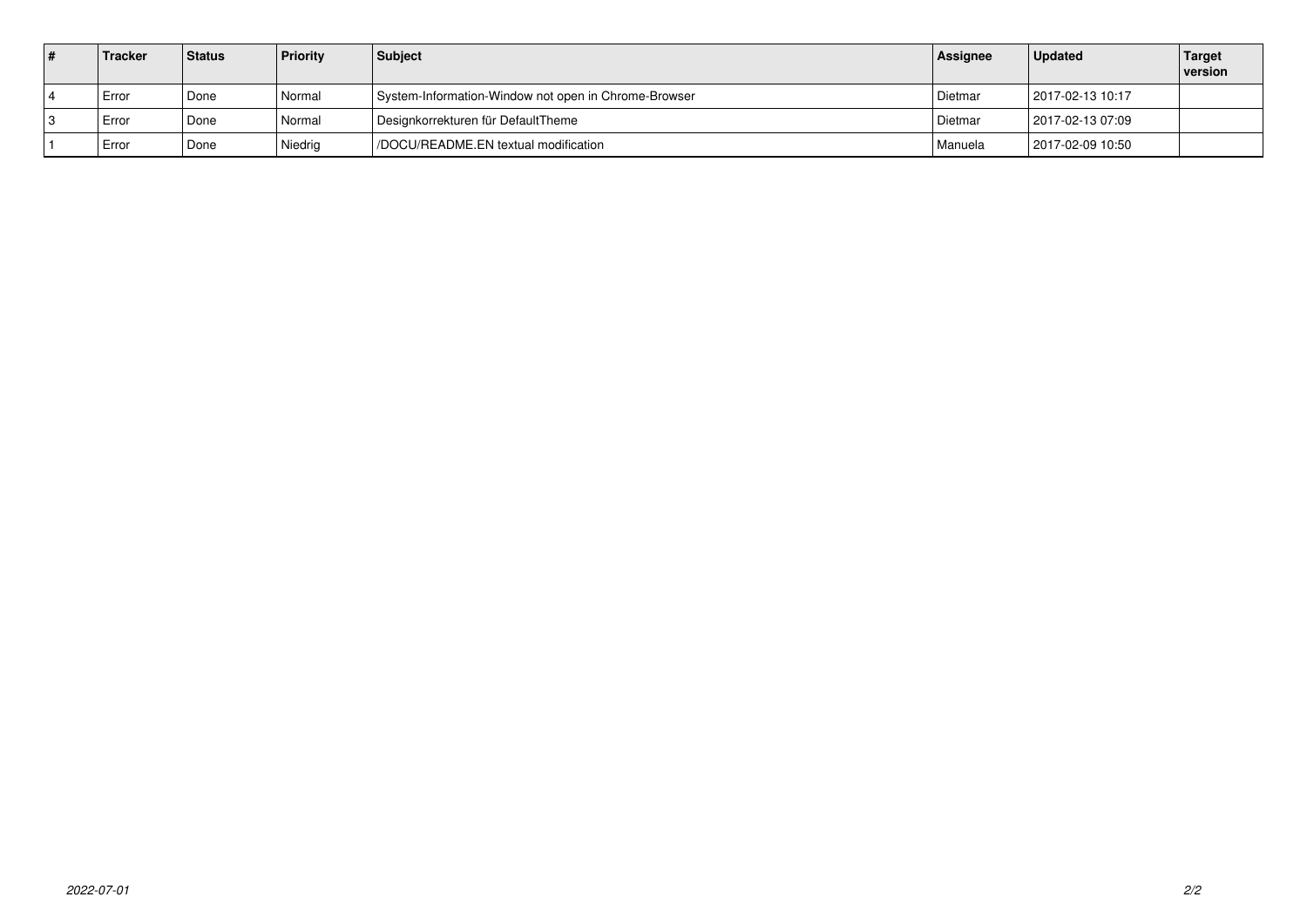| # | Tracker | Status | Priority | Subject | Assignee | Updated | Target version |
|---|---|---|---|---|---|---|---|
| 4 | Error | Done | Normal | System-Information-Window not open in Chrome-Browser | Dietmar | 2017-02-13 10:17 | |
| 3 | Error | Done | Normal | Designkorrekturen für DefaultTheme | Dietmar | 2017-02-13 07:09 | |
| 1 | Error | Done | Niedrig | /DOCU/README.EN textual modification | Manuela | 2017-02-09 10:50 | |